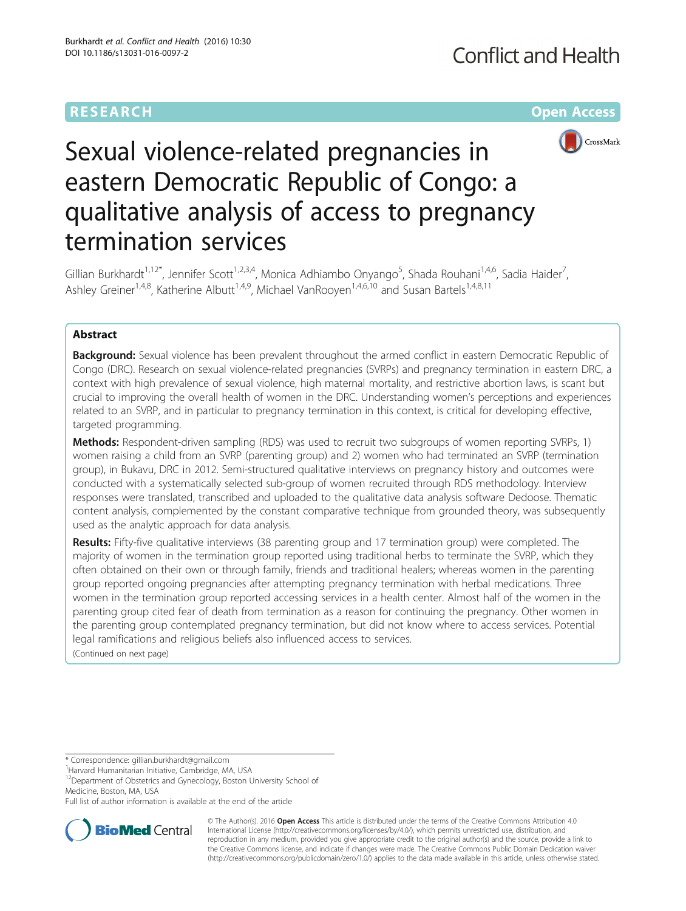RESEARCH **Open Access**

# Sexual violence-related pregnancies in eastern Democratic Republic of Congo: a qualitative analysis of access to pregnancy termination services

Gillian Burkhardt[1,12*], Jennifer Scott[1,2,3,4], Monica Adhiambo Onyango[5], Shada Rouhani[1,4,6], Sadia Haider[7], Ashley Greiner[1,4,8], Katherine Albutt[1,4,9], Michael VanRooyen[1,4,6,10] and Susan Bartels[1,4,8,11]

## Abstract

**Background:** Sexual violence has been prevalent throughout the armed conflict in eastern Democratic Republic of Congo (DRC). Research on sexual violence-related pregnancies (SVRPs) and pregnancy termination in eastern DRC, a context with high prevalence of sexual violence, high maternal mortality, and restrictive abortion laws, is scant but crucial to improving the overall health of women in the DRC. Understanding women's perceptions and experiences related to an SVRP, and in particular to pregnancy termination in this context, is critical for developing effective, targeted programming.

**Methods:** Respondent-driven sampling (RDS) was used to recruit two subgroups of women reporting SVRPs, 1) women raising a child from an SVRP (parenting group) and 2) women who had terminated an SVRP (termination group), in Bukavu, DRC in 2012. Semi-structured qualitative interviews on pregnancy history and outcomes were conducted with a systematically selected sub-group of women recruited through RDS methodology. Interview responses were translated, transcribed and uploaded to the qualitative data analysis software Dedoose. Thematic content analysis, complemented by the constant comparative technique from grounded theory, was subsequently used as the analytic approach for data analysis.

**Results:** Fifty-five qualitative interviews (38 parenting group and 17 termination group) were completed. The majority of women in the termination group reported using traditional herbs to terminate the SVRP, which they often obtained on their own or through family, friends and traditional healers; whereas women in the parenting group reported ongoing pregnancies after attempting pregnancy termination with herbal medications. Three women in the termination group reported accessing services in a health center. Almost half of the women in the parenting group cited fear of death from termination as a reason for continuing the pregnancy. Other women in the parenting group contemplated pregnancy termination, but did not know where to access services. Potential legal ramifications and religious beliefs also influenced access to services.

(Continued on next page)

---

* Correspondence: gillian.burkhardt@gmail.com
[1]Harvard Humanitarian Initiative, Cambridge, MA, USA
[12]Department of Obstetrics and Gynecology, Boston University School of Medicine, Boston, MA, USA
Full list of author information is available at the end of the article

© The Author(s). 2016 **Open Access** This article is distributed under the terms of the Creative Commons Attribution 4.0 International License (http://creativecommons.org/licenses/by/4.0/), which permits unrestricted use, distribution, and reproduction in any medium, provided you give appropriate credit to the original author(s) and the source, provide a link to the Creative Commons license, and indicate if changes were made. The Creative Commons Public Domain Dedication waiver (http://creativecommons.org/publicdomain/zero/1.0/) applies to the data made available in this article, unless otherwise stated.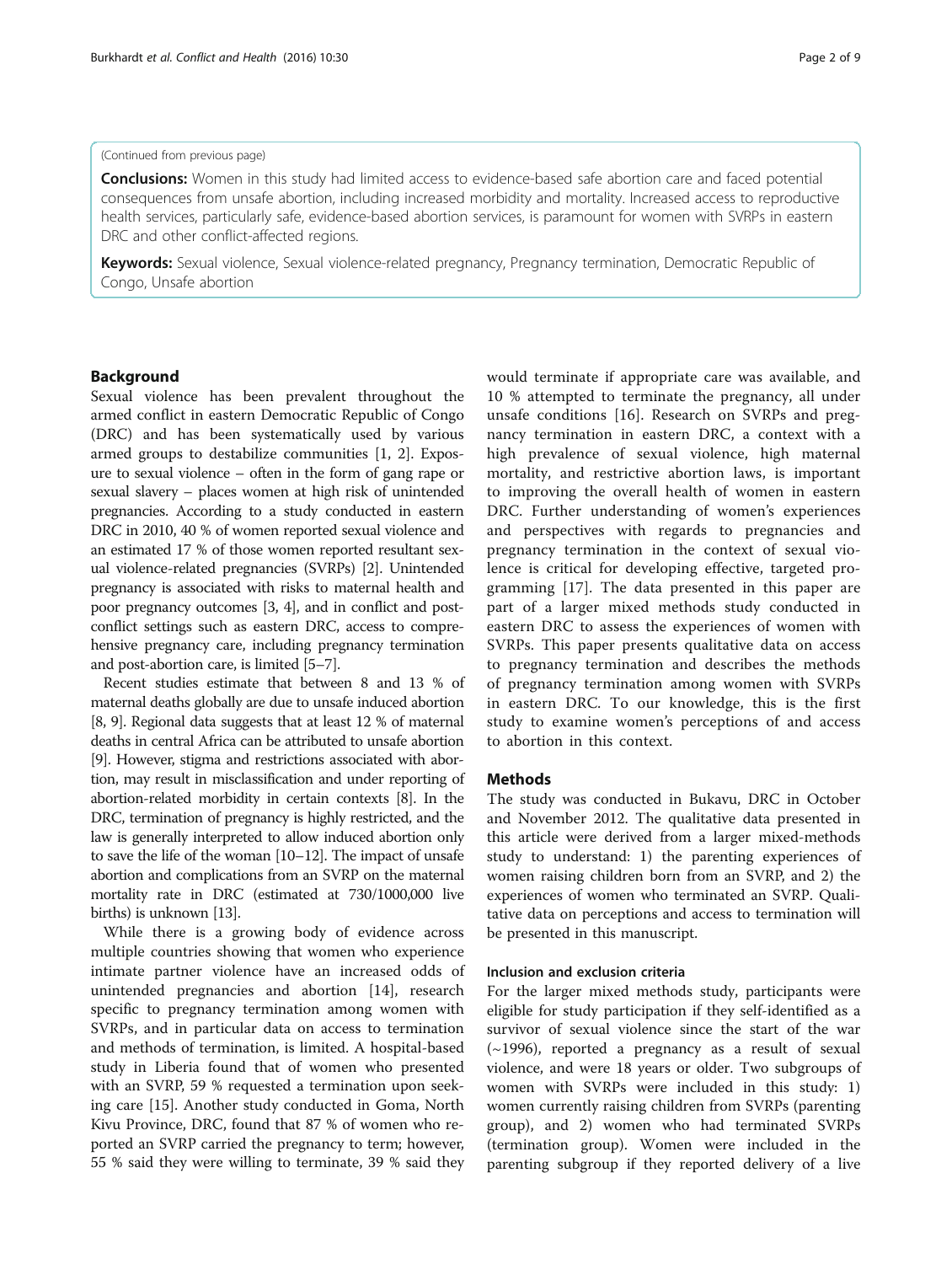(Continued from previous page)

**Conclusions:** Women in this study had limited access to evidence-based safe abortion care and faced potential consequences from unsafe abortion, including increased morbidity and mortality. Increased access to reproductive health services, particularly safe, evidence-based abortion services, is paramount for women with SVRPs in eastern DRC and other conflict-affected regions.

**Keywords:** Sexual violence, Sexual violence-related pregnancy, Pregnancy termination, Democratic Republic of Congo, Unsafe abortion

## Background

Sexual violence has been prevalent throughout the armed conflict in eastern Democratic Republic of Congo (DRC) and has been systematically used by various armed groups to destabilize communities [1, 2]. Exposure to sexual violence – often in the form of gang rape or sexual slavery – places women at high risk of unintended pregnancies. According to a study conducted in eastern DRC in 2010, 40 % of women reported sexual violence and an estimated 17 % of those women reported resultant sexual violence-related pregnancies (SVRPs) [2]. Unintended pregnancy is associated with risks to maternal health and poor pregnancy outcomes [3, 4], and in conflict and post-conflict settings such as eastern DRC, access to comprehensive pregnancy care, including pregnancy termination and post-abortion care, is limited [5–7].

Recent studies estimate that between 8 and 13 % of maternal deaths globally are due to unsafe induced abortion [8, 9]. Regional data suggests that at least 12 % of maternal deaths in central Africa can be attributed to unsafe abortion [9]. However, stigma and restrictions associated with abortion, may result in misclassification and under reporting of abortion-related morbidity in certain contexts [8]. In the DRC, termination of pregnancy is highly restricted, and the law is generally interpreted to allow induced abortion only to save the life of the woman [10–12]. The impact of unsafe abortion and complications from an SVRP on the maternal mortality rate in DRC (estimated at 730/1000,000 live births) is unknown [13].

While there is a growing body of evidence across multiple countries showing that women who experience intimate partner violence have an increased odds of unintended pregnancies and abortion [14], research specific to pregnancy termination among women with SVRPs, and in particular data on access to termination and methods of termination, is limited. A hospital-based study in Liberia found that of women who presented with an SVRP, 59 % requested a termination upon seeking care [15]. Another study conducted in Goma, North Kivu Province, DRC, found that 87 % of women who reported an SVRP carried the pregnancy to term; however, 55 % said they were willing to terminate, 39 % said they would terminate if appropriate care was available, and 10 % attempted to terminate the pregnancy, all under unsafe conditions [16]. Research on SVRPs and pregnancy termination in eastern DRC, a context with a high prevalence of sexual violence, high maternal mortality, and restrictive abortion laws, is important to improving the overall health of women in eastern DRC. Further understanding of women's experiences and perspectives with regards to pregnancies and pregnancy termination in the context of sexual violence is critical for developing effective, targeted programming [17]. The data presented in this paper are part of a larger mixed methods study conducted in eastern DRC to assess the experiences of women with SVRPs. This paper presents qualitative data on access to pregnancy termination and describes the methods of pregnancy termination among women with SVRPs in eastern DRC. To our knowledge, this is the first study to examine women's perceptions of and access to abortion in this context.

## Methods

The study was conducted in Bukavu, DRC in October and November 2012. The qualitative data presented in this article were derived from a larger mixed-methods study to understand: 1) the parenting experiences of women raising children born from an SVRP, and 2) the experiences of women who terminated an SVRP. Qualitative data on perceptions and access to termination will be presented in this manuscript.

### Inclusion and exclusion criteria

For the larger mixed methods study, participants were eligible for study participation if they self-identified as a survivor of sexual violence since the start of the war (~1996), reported a pregnancy as a result of sexual violence, and were 18 years or older. Two subgroups of women with SVRPs were included in this study: 1) women currently raising children from SVRPs (parenting group), and 2) women who had terminated SVRPs (termination group). Women were included in the parenting subgroup if they reported delivery of a live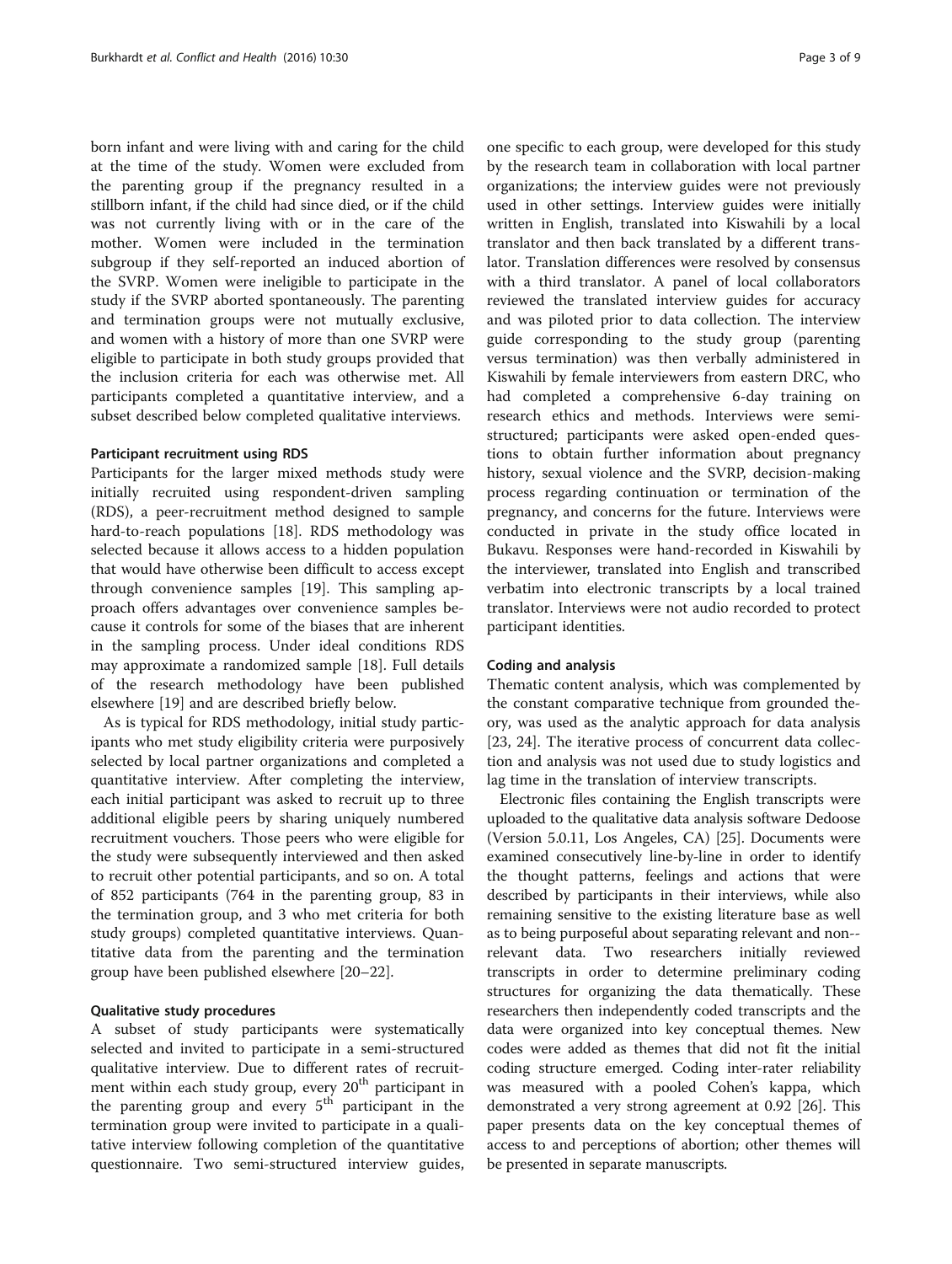born infant and were living with and caring for the child at the time of the study. Women were excluded from the parenting group if the pregnancy resulted in a stillborn infant, if the child had since died, or if the child was not currently living with or in the care of the mother. Women were included in the termination subgroup if they self-reported an induced abortion of the SVRP. Women were ineligible to participate in the study if the SVRP aborted spontaneously. The parenting and termination groups were not mutually exclusive, and women with a history of more than one SVRP were eligible to participate in both study groups provided that the inclusion criteria for each was otherwise met. All participants completed a quantitative interview, and a subset described below completed qualitative interviews.

#### Participant recruitment using RDS

Participants for the larger mixed methods study were initially recruited using respondent-driven sampling (RDS), a peer-recruitment method designed to sample hard-to-reach populations [18]. RDS methodology was selected because it allows access to a hidden population that would have otherwise been difficult to access except through convenience samples [19]. This sampling approach offers advantages over convenience samples because it controls for some of the biases that are inherent in the sampling process. Under ideal conditions RDS may approximate a randomized sample [18]. Full details of the research methodology have been published elsewhere [19] and are described briefly below.

As is typical for RDS methodology, initial study participants who met study eligibility criteria were purposively selected by local partner organizations and completed a quantitative interview. After completing the interview, each initial participant was asked to recruit up to three additional eligible peers by sharing uniquely numbered recruitment vouchers. Those peers who were eligible for the study were subsequently interviewed and then asked to recruit other potential participants, and so on. A total of 852 participants (764 in the parenting group, 83 in the termination group, and 3 who met criteria for both study groups) completed quantitative interviews. Quantitative data from the parenting and the termination group have been published elsewhere [20–22].

#### Qualitative study procedures

A subset of study participants were systematically selected and invited to participate in a semi-structured qualitative interview. Due to different rates of recruitment within each study group, every 20th participant in the parenting group and every 5th participant in the termination group were invited to participate in a qualitative interview following completion of the quantitative questionnaire. Two semi-structured interview guides, one specific to each group, were developed for this study by the research team in collaboration with local partner organizations; the interview guides were not previously used in other settings. Interview guides were initially written in English, translated into Kiswahili by a local translator and then back translated by a different translator. Translation differences were resolved by consensus with a third translator. A panel of local collaborators reviewed the translated interview guides for accuracy and was piloted prior to data collection. The interview guide corresponding to the study group (parenting versus termination) was then verbally administered in Kiswahili by female interviewers from eastern DRC, who had completed a comprehensive 6-day training on research ethics and methods. Interviews were semi-structured; participants were asked open-ended questions to obtain further information about pregnancy history, sexual violence and the SVRP, decision-making process regarding continuation or termination of the pregnancy, and concerns for the future. Interviews were conducted in private in the study office located in Bukavu. Responses were hand-recorded in Kiswahili by the interviewer, translated into English and transcribed verbatim into electronic transcripts by a local trained translator. Interviews were not audio recorded to protect participant identities.

#### Coding and analysis

Thematic content analysis, which was complemented by the constant comparative technique from grounded theory, was used as the analytic approach for data analysis [23, 24]. The iterative process of concurrent data collection and analysis was not used due to study logistics and lag time in the translation of interview transcripts.

Electronic files containing the English transcripts were uploaded to the qualitative data analysis software Dedoose (Version 5.0.11, Los Angeles, CA) [25]. Documents were examined consecutively line-by-line in order to identify the thought patterns, feelings and actions that were described by participants in their interviews, while also remaining sensitive to the existing literature base as well as to being purposeful about separating relevant and non--relevant data. Two researchers initially reviewed transcripts in order to determine preliminary coding structures for organizing the data thematically. These researchers then independently coded transcripts and the data were organized into key conceptual themes. New codes were added as themes that did not fit the initial coding structure emerged. Coding inter-rater reliability was measured with a pooled Cohen's kappa, which demonstrated a very strong agreement at 0.92 [26]. This paper presents data on the key conceptual themes of access to and perceptions of abortion; other themes will be presented in separate manuscripts.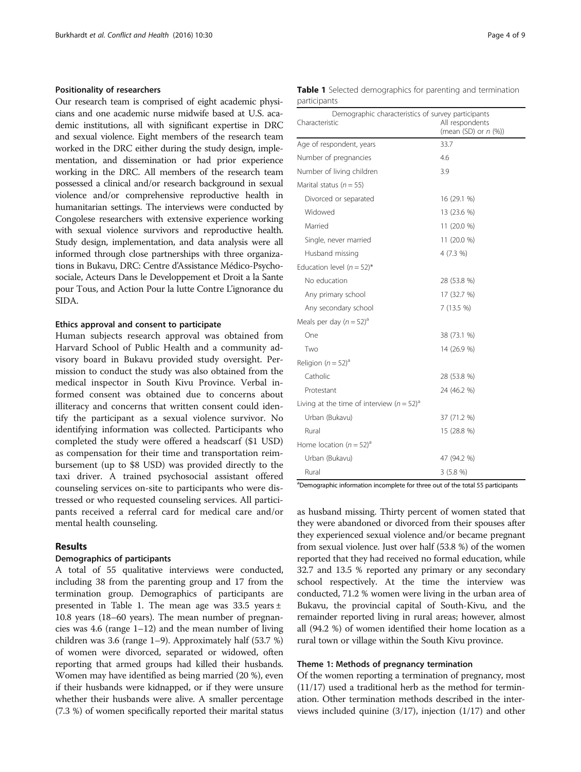### Positionality of researchers

Our research team is comprised of eight academic physicians and one academic nurse midwife based at U.S. academic institutions, all with significant expertise in DRC and sexual violence. Eight members of the research team worked in the DRC either during the study design, implementation, and dissemination or had prior experience working in the DRC. All members of the research team possessed a clinical and/or research background in sexual violence and/or comprehensive reproductive health in humanitarian settings. The interviews were conducted by Congolese researchers with extensive experience working with sexual violence survivors and reproductive health. Study design, implementation, and data analysis were all informed through close partnerships with three organizations in Bukavu, DRC: Centre d'Assistance Médico-Psychosociale, Acteurs Dans le Developpement et Droit a la Sante pour Tous, and Action Pour la lutte Contre L'ignorance du SIDA.

### Ethics approval and consent to participate

Human subjects research approval was obtained from Harvard School of Public Health and a community advisory board in Bukavu provided study oversight. Permission to conduct the study was also obtained from the medical inspector in South Kivu Province. Verbal informed consent was obtained due to concerns about illiteracy and concerns that written consent could identify the participant as a sexual violence survivor. No identifying information was collected. Participants who completed the study were offered a headscarf ($1 USD) as compensation for their time and transportation reimbursement (up to $8 USD) was provided directly to the taxi driver. A trained psychosocial assistant offered counseling services on-site to participants who were distressed or who requested counseling services. All participants received a referral card for medical care and/or mental health counseling.

## Results

### Demographics of participants

A total of 55 qualitative interviews were conducted, including 38 from the parenting group and 17 from the termination group. Demographics of participants are presented in Table 1. The mean age was 33.5 years ± 10.8 years (18–60 years). The mean number of pregnancies was 4.6 (range 1–12) and the mean number of living children was 3.6 (range 1–9). Approximately half (53.7 %) of women were divorced, separated or widowed, often reporting that armed groups had killed their husbands. Women may have identified as being married (20 %), even if their husbands were kidnapped, or if they were unsure whether their husbands were alive. A smaller percentage (7.3 %) of women specifically reported their marital status as husband missing. Thirty percent of women stated that they were abandoned or divorced from their spouses after they experienced sexual violence and/or became pregnant from sexual violence. Just over half (53.8 %) of the women reported that they had received no formal education, while 32.7 and 13.5 % reported any primary or any secondary school respectively. At the time the interview was conducted, 71.2 % women were living in the urban area of Bukavu, the provincial capital of South-Kivu, and the remainder reported living in rural areas; however, almost all (94.2 %) of women identified their home location as a rural town or village within the South Kivu province.

**Table 1** Selected demographics for parenting and termination participants

| Demographic characteristics of survey participants | |
|---|---|
| Characteristic | All respondents (mean (SD) or *n* (%)) |
| Age of respondent, years | 33.7 |
| Number of pregnancies | 4.6 |
| Number of living children | 3.9 |
| Marital status (*n* = 55) | |
| Divorced or separated | 16 (29.1 %) |
| Widowed | 13 (23.6 %) |
| Married | 11 (20.0 %) |
| Single, never married | 11 (20.0 %) |
| Husband missing | 4 (7.3 %) |
| Education level (*n* = 52)* | |
| No education | 28 (53.8 %) |
| Any primary school | 17 (32.7 %) |
| Any secondary school | 7 (13.5 %) |
| Meals per day (*n* = 52)[a] | |
| One | 38 (73.1 %) |
| Two | 14 (26.9 %) |
| Religion (*n* = 52)[a] | |
| Catholic | 28 (53.8 %) |
| Protestant | 24 (46.2 %) |
| Living at the time of interview (*n* = 52)[a] | |
| Urban (Bukavu) | 37 (71.2 %) |
| Rural | 15 (28.8 %) |
| Home location (*n* = 52)[a] | |
| Urban (Bukavu) | 47 (94.2 %) |
| Rural | 3 (5.8 %) |

[a]Demographic information incomplete for three out of the total 55 participants

### Theme 1: Methods of pregnancy termination

Of the women reporting a termination of pregnancy, most (11/17) used a traditional herb as the method for termination. Other termination methods described in the interviews included quinine (3/17), injection (1/17) and other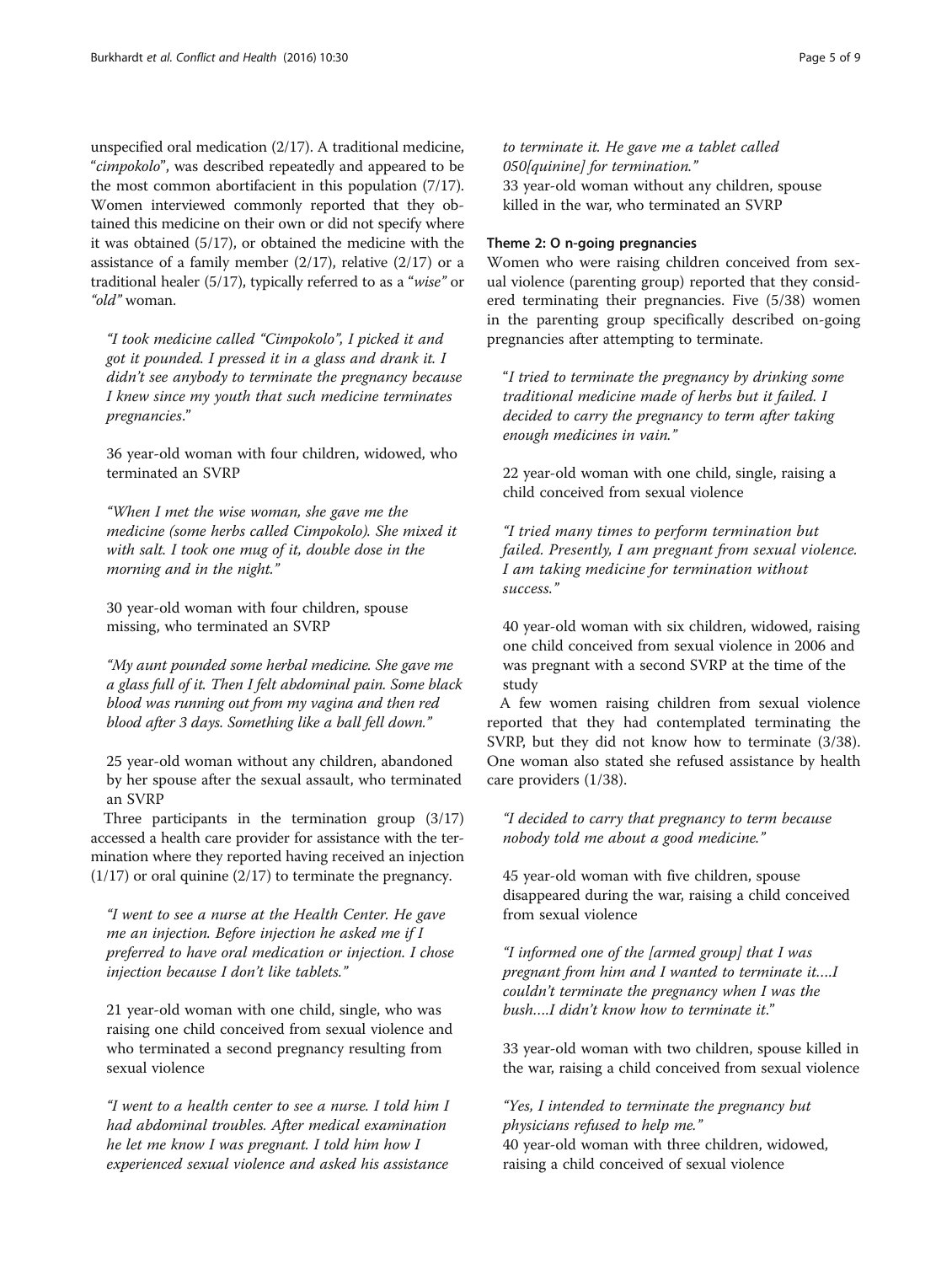unspecified oral medication (2/17). A traditional medicine, "*cimpokolo*", was described repeatedly and appeared to be the most common abortifacient in this population (7/17). Women interviewed commonly reported that they obtained this medicine on their own or did not specify where it was obtained (5/17), or obtained the medicine with the assistance of a family member (2/17), relative (2/17) or a traditional healer (5/17), typically referred to as a "*wise*" or "*old*" woman.

> *"I took medicine called "Cimpokolo", I picked it and got it pounded. I pressed it in a glass and drank it. I didn't see anybody to terminate the pregnancy because I knew since my youth that such medicine terminates pregnancies."*
>
> 36 year-old woman with four children, widowed, who terminated an SVRP

> *"When I met the wise woman, she gave me the medicine (some herbs called Cimpokolo). She mixed it with salt. I took one mug of it, double dose in the morning and in the night."*
>
> 30 year-old woman with four children, spouse missing, who terminated an SVRP

> *"My aunt pounded some herbal medicine. She gave me a glass full of it. Then I felt abdominal pain. Some black blood was running out from my vagina and then red blood after 3 days. Something like a ball fell down."*
>
> 25 year-old woman without any children, abandoned by her spouse after the sexual assault, who terminated an SVRP

Three participants in the termination group (3/17) accessed a health care provider for assistance with the termination where they reported having received an injection (1/17) or oral quinine (2/17) to terminate the pregnancy.

> *"I went to see a nurse at the Health Center. He gave me an injection. Before injection he asked me if I preferred to have oral medication or injection. I chose injection because I don't like tablets."*
>
> 21 year-old woman with one child, single, who was raising one child conceived from sexual violence and who terminated a second pregnancy resulting from sexual violence

> *"I went to a health center to see a nurse. I told him I had abdominal troubles. After medical examination he let me know I was pregnant. I told him how I experienced sexual violence and asked his assistance to terminate it. He gave me a tablet called 050[quinine] for termination."*
>
> 33 year-old woman without any children, spouse killed in the war, who terminated an SVRP

#### Theme 2: O n-going pregnancies

Women who were raising children conceived from sexual violence (parenting group) reported that they considered terminating their pregnancies. Five (5/38) women in the parenting group specifically described on-going pregnancies after attempting to terminate.

> *"I tried to terminate the pregnancy by drinking some traditional medicine made of herbs but it failed. I decided to carry the pregnancy to term after taking enough medicines in vain."*
>
> 22 year-old woman with one child, single, raising a child conceived from sexual violence

> *"I tried many times to perform termination but failed. Presently, I am pregnant from sexual violence. I am taking medicine for termination without success."*
>
> 40 year-old woman with six children, widowed, raising one child conceived from sexual violence in 2006 and was pregnant with a second SVRP at the time of the study

A few women raising children from sexual violence reported that they had contemplated terminating the SVRP, but they did not know how to terminate (3/38). One woman also stated she refused assistance by health care providers (1/38).

> *"I decided to carry that pregnancy to term because nobody told me about a good medicine."*
>
> 45 year-old woman with five children, spouse disappeared during the war, raising a child conceived from sexual violence

> *"I informed one of the [armed group] that I was pregnant from him and I wanted to terminate it….I couldn't terminate the pregnancy when I was the bush….I didn't know how to terminate it."*
>
> 33 year-old woman with two children, spouse killed in the war, raising a child conceived from sexual violence

> *"Yes, I intended to terminate the pregnancy but physicians refused to help me."*
>
> 40 year-old woman with three children, widowed, raising a child conceived of sexual violence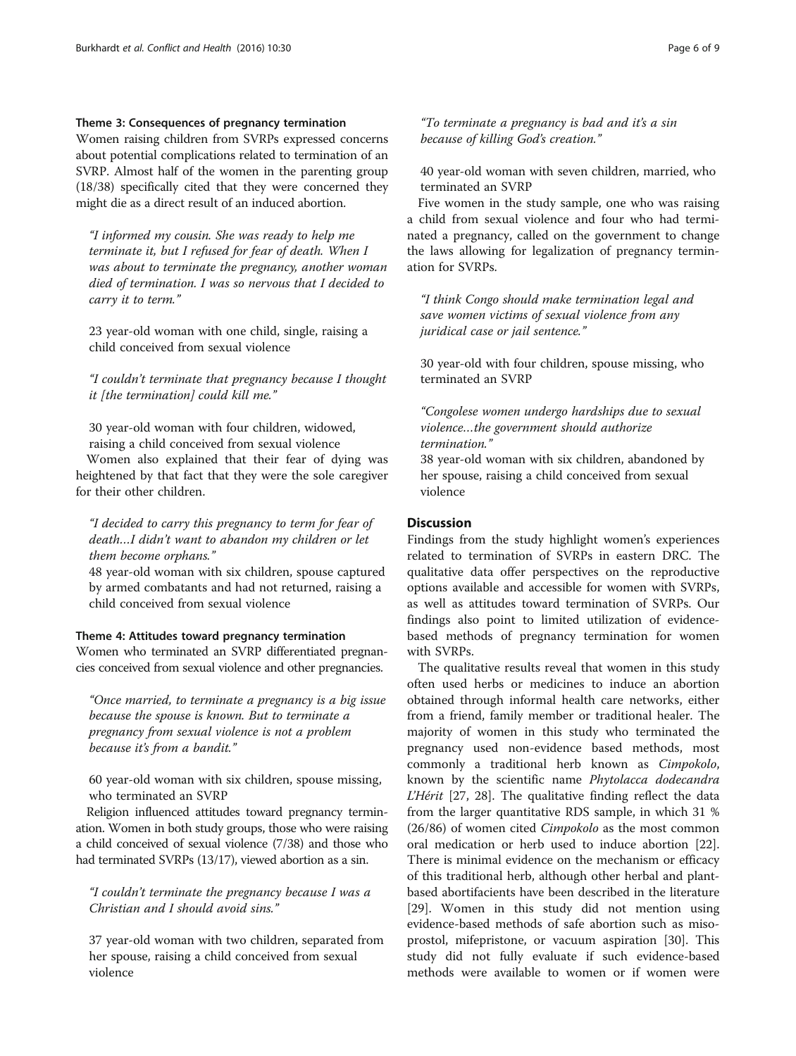### Theme 3: Consequences of pregnancy termination

Women raising children from SVRPs expressed concerns about potential complications related to termination of an SVRP. Almost half of the women in the parenting group (18/38) specifically cited that they were concerned they might die as a direct result of an induced abortion.

> *"I informed my cousin. She was ready to help me terminate it, but I refused for fear of death. When I was about to terminate the pregnancy, another woman died of termination. I was so nervous that I decided to carry it to term."*
>
> 23 year-old woman with one child, single, raising a child conceived from sexual violence

> *"I couldn't terminate that pregnancy because I thought it [the termination] could kill me."*
>
> 30 year-old woman with four children, widowed, raising a child conceived from sexual violence

Women also explained that their fear of dying was heightened by that fact that they were the sole caregiver for their other children.

> *"I decided to carry this pregnancy to term for fear of death…I didn't want to abandon my children or let them become orphans."*
>
> 48 year-old woman with six children, spouse captured by armed combatants and had not returned, raising a child conceived from sexual violence

### Theme 4: Attitudes toward pregnancy termination

Women who terminated an SVRP differentiated pregnancies conceived from sexual violence and other pregnancies.

> *"Once married, to terminate a pregnancy is a big issue because the spouse is known. But to terminate a pregnancy from sexual violence is not a problem because it's from a bandit."*
>
> 60 year-old woman with six children, spouse missing, who terminated an SVRP

Religion influenced attitudes toward pregnancy termination. Women in both study groups, those who were raising a child conceived of sexual violence (7/38) and those who had terminated SVRPs (13/17), viewed abortion as a sin.

> *"I couldn't terminate the pregnancy because I was a Christian and I should avoid sins."*
>
> 37 year-old woman with two children, separated from her spouse, raising a child conceived from sexual violence

> *"To terminate a pregnancy is bad and it's a sin because of killing God's creation."*
>
> 40 year-old woman with seven children, married, who terminated an SVRP

Five women in the study sample, one who was raising a child from sexual violence and four who had terminated a pregnancy, called on the government to change the laws allowing for legalization of pregnancy termination for SVRPs.

> *"I think Congo should make termination legal and save women victims of sexual violence from any juridical case or jail sentence."*
>
> 30 year-old with four children, spouse missing, who terminated an SVRP

> *"Congolese women undergo hardships due to sexual violence…the government should authorize termination."*
>
> 38 year-old woman with six children, abandoned by her spouse, raising a child conceived from sexual violence

## Discussion

Findings from the study highlight women's experiences related to termination of SVRPs in eastern DRC. The qualitative data offer perspectives on the reproductive options available and accessible for women with SVRPs, as well as attitudes toward termination of SVRPs. Our findings also point to limited utilization of evidence-based methods of pregnancy termination for women with SVRPs.

The qualitative results reveal that women in this study often used herbs or medicines to induce an abortion obtained through informal health care networks, either from a friend, family member or traditional healer. The majority of women in this study who terminated the pregnancy used non-evidence based methods, most commonly a traditional herb known as *Cimpokolo*, known by the scientific name *Phytolacca dodecandra L'Hérit* [27, 28]. The qualitative finding reflect the data from the larger quantitative RDS sample, in which 31 % (26/86) of women cited *Cimpokolo* as the most common oral medication or herb used to induce abortion [22]. There is minimal evidence on the mechanism or efficacy of this traditional herb, although other herbal and plant-based abortifacients have been described in the literature [29]. Women in this study did not mention using evidence-based methods of safe abortion such as misoprostol, mifepristone, or vacuum aspiration [30]. This study did not fully evaluate if such evidence-based methods were available to women or if women were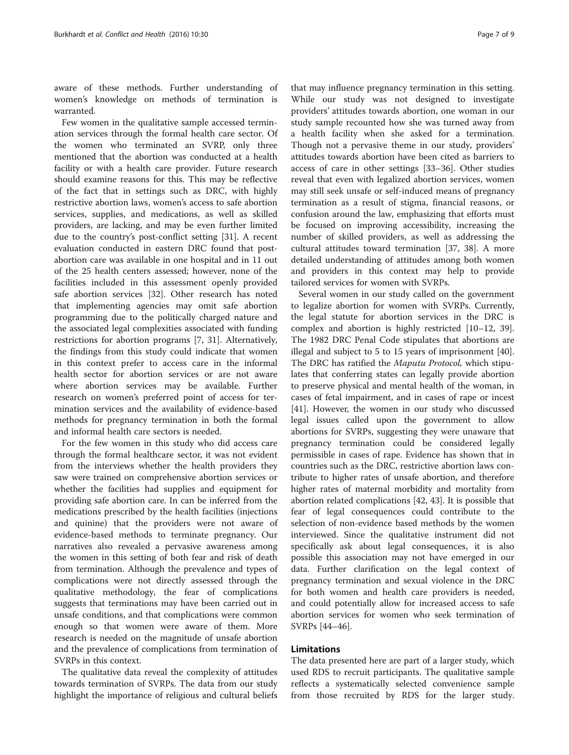aware of these methods. Further understanding of women's knowledge on methods of termination is warranted.

Few women in the qualitative sample accessed termination services through the formal health care sector. Of the women who terminated an SVRP, only three mentioned that the abortion was conducted at a health facility or with a health care provider. Future research should examine reasons for this. This may be reflective of the fact that in settings such as DRC, with highly restrictive abortion laws, women's access to safe abortion services, supplies, and medications, as well as skilled providers, are lacking, and may be even further limited due to the country's post-conflict setting [31]. A recent evaluation conducted in eastern DRC found that post-abortion care was available in one hospital and in 11 out of the 25 health centers assessed; however, none of the facilities included in this assessment openly provided safe abortion services [32]. Other research has noted that implementing agencies may omit safe abortion programming due to the politically charged nature and the associated legal complexities associated with funding restrictions for abortion programs [7, 31]. Alternatively, the findings from this study could indicate that women in this context prefer to access care in the informal health sector for abortion services or are not aware where abortion services may be available. Further research on women's preferred point of access for termination services and the availability of evidence-based methods for pregnancy termination in both the formal and informal health care sectors is needed.

For the few women in this study who did access care through the formal healthcare sector, it was not evident from the interviews whether the health providers they saw were trained on comprehensive abortion services or whether the facilities had supplies and equipment for providing safe abortion care. In can be inferred from the medications prescribed by the health facilities (injections and quinine) that the providers were not aware of evidence-based methods to terminate pregnancy. Our narratives also revealed a pervasive awareness among the women in this setting of both fear and risk of death from termination. Although the prevalence and types of complications were not directly assessed through the qualitative methodology, the fear of complications suggests that terminations may have been carried out in unsafe conditions, and that complications were common enough so that women were aware of them. More research is needed on the magnitude of unsafe abortion and the prevalence of complications from termination of SVRPs in this context.

The qualitative data reveal the complexity of attitudes towards termination of SVRPs. The data from our study highlight the importance of religious and cultural beliefs that may influence pregnancy termination in this setting. While our study was not designed to investigate providers' attitudes towards abortion, one woman in our study sample recounted how she was turned away from a health facility when she asked for a termination. Though not a pervasive theme in our study, providers' attitudes towards abortion have been cited as barriers to access of care in other settings [33–36]. Other studies reveal that even with legalized abortion services, women may still seek unsafe or self-induced means of pregnancy termination as a result of stigma, financial reasons, or confusion around the law, emphasizing that efforts must be focused on improving accessibility, increasing the number of skilled providers, as well as addressing the cultural attitudes toward termination [37, 38]. A more detailed understanding of attitudes among both women and providers in this context may help to provide tailored services for women with SVRPs.

Several women in our study called on the government to legalize abortion for women with SVRPs. Currently, the legal statute for abortion services in the DRC is complex and abortion is highly restricted [10–12, 39]. The 1982 DRC Penal Code stipulates that abortions are illegal and subject to 5 to 15 years of imprisonment [40]. The DRC has ratified the *Maputu Protocol*, which stipulates that conferring states can legally provide abortion to preserve physical and mental health of the woman, in cases of fetal impairment, and in cases of rape or incest [41]. However, the women in our study who discussed legal issues called upon the government to allow abortions for SVRPs, suggesting they were unaware that pregnancy termination could be considered legally permissible in cases of rape. Evidence has shown that in countries such as the DRC, restrictive abortion laws contribute to higher rates of unsafe abortion, and therefore higher rates of maternal morbidity and mortality from abortion related complications [42, 43]. It is possible that fear of legal consequences could contribute to the selection of non-evidence based methods by the women interviewed. Since the qualitative instrument did not specifically ask about legal consequences, it is also possible this association may not have emerged in our data. Further clarification on the legal context of pregnancy termination and sexual violence in the DRC for both women and health care providers is needed, and could potentially allow for increased access to safe abortion services for women who seek termination of SVRPs [44–46].

## Limitations

The data presented here are part of a larger study, which used RDS to recruit participants. The qualitative sample reflects a systematically selected convenience sample from those recruited by RDS for the larger study.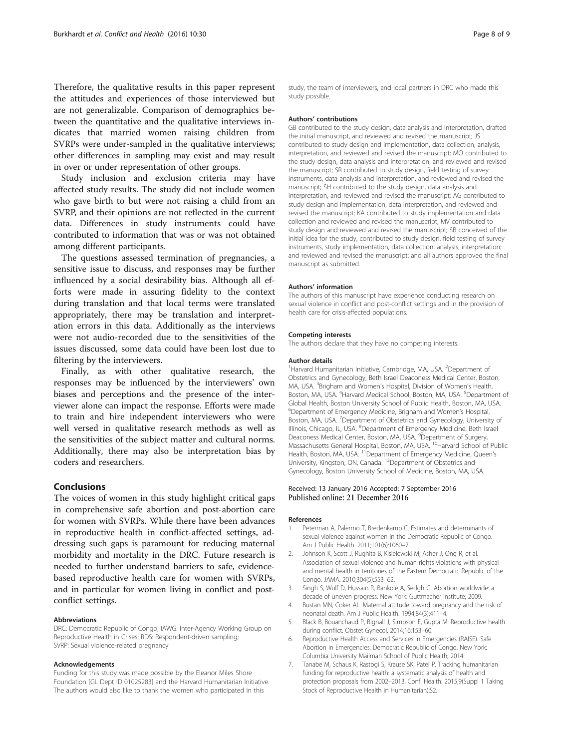Therefore, the qualitative results in this paper represent the attitudes and experiences of those interviewed but are not generalizable. Comparison of demographics between the quantitative and the qualitative interviews indicates that married women raising children from SVRPs were under-sampled in the qualitative interviews; other differences in sampling may exist and may result in over or under representation of other groups.

Study inclusion and exclusion criteria may have affected study results. The study did not include women who gave birth to but were not raising a child from an SVRP, and their opinions are not reflected in the current data. Differences in study instruments could have contributed to information that was or was not obtained among different participants.

The questions assessed termination of pregnancies, a sensitive issue to discuss, and responses may be further influenced by a social desirability bias. Although all efforts were made in assuring fidelity to the context during translation and that local terms were translated appropriately, there may be translation and interpretation errors in this data. Additionally as the interviews were not audio-recorded due to the sensitivities of the issues discussed, some data could have been lost due to filtering by the interviewers.

Finally, as with other qualitative research, the responses may be influenced by the interviewers' own biases and perceptions and the presence of the interviewer alone can impact the response. Efforts were made to train and hire independent interviewers who were well versed in qualitative research methods as well as the sensitivities of the subject matter and cultural norms. Additionally, there may also be interpretation bias by coders and researchers.

## Conclusions

The voices of women in this study highlight critical gaps in comprehensive safe abortion and post-abortion care for women with SVRPs. While there have been advances in reproductive health in conflict-affected settings, addressing such gaps is paramount for reducing maternal morbidity and mortality in the DRC. Future research is needed to further understand barriers to safe, evidence-based reproductive health care for women with SVRPs, and in particular for women living in conflict and post-conflict settings.

#### Abbreviations

DRC: Democratic Republic of Congo; IAWG: Inter-Agency Working Group on Reproductive Health in Crises; RDS: Respondent-driven sampling; SVRP: Sexual violence-related pregnancy

#### Acknowledgements

Funding for this study was made possible by the Eleanor Miles Shore Foundation [GL Dept ID 01025283] and the Harvard Humanitarian Initiative. The authors would also like to thank the women who participated in this study, the team of interviewers, and local partners in DRC who made this study possible.

#### Authors' contributions

GB contributed to the study design, data analysis and interpretation, drafted the initial manuscript, and reviewed and revised the manuscript; JS contributed to study design and implementation, data collection, analysis, interpretation, and reviewed and revised the manuscript; MO contributed to the study design, data analysis and interpretation, and reviewed and revised the manuscript; SR contributed to study design, field testing of survey instruments, data analysis and interpretation, and reviewed and revised the manuscript; SH contributed to the study design, data analysis and interpretation, and reviewed and revised the manuscript; AG contributed to study design and implementation, data interpretation, and reviewed and revised the manuscript; KA contributed to study implementation and data collection and reviewed and revised the manuscript; MV contributed to study design and reviewed and revised the manuscript; SB conceived of the initial idea for the study, contributed to study design, field testing of survey instruments, study implementation, data collection, analysis, interpretation; and reviewed and revised the manuscript; and all authors approved the final manuscript as submitted.

#### Authors' information

The authors of this manuscript have experience conducting research on sexual violence in conflict and post-conflict settings and in the provision of health care for crisis-affected populations.

#### Competing interests

The authors declare that they have no competing interests.

#### Author details

[1]Harvard Humanitarian Initiative, Cambridge, MA, USA. [2]Department of Obstetrics and Gynecology, Beth Israel Deaconess Medical Center, Boston, MA, USA. [3]Brigham and Women's Hospital, Division of Women's Health, Boston, MA, USA. [4]Harvard Medical School, Boston, MA, USA. [5]Department of Global Health, Boston University School of Public Health, Boston, MA, USA. [6]Department of Emergency Medicine, Brigham and Women's Hospital, Boston, MA, USA. [7]Department of Obstetrics and Gynecology, University of Illinois, Chicago, IL, USA. [8]Department of Emergency Medicine, Beth Israel Deaconess Medical Center, Boston, MA, USA. [9]Department of Surgery, Massachusetts General Hospital, Boston, MA, USA. [10]Harvard School of Public Health, Boston, MA, USA. [11]Department of Emergency Medicine, Queen's University, Kingston, ON, Canada. [12]Department of Obstetrics and Gynecology, Boston University School of Medicine, Boston, MA, USA.

Received: 13 January 2016 Accepted: 7 September 2016
Published online: 21 December 2016

#### References

1. Peterman A, Palermo T, Bredenkamp C. Estimates and determinants of sexual violence against women in the Democratic Republic of Congo. Am J Public Health. 2011;101(6):1060–7.
2. Johnson K, Scott J, Rughita B, Kisielewski M, Asher J, Ong R, et al. Association of sexual violence and human rights violations with physical and mental health in territories of the Eastern Democratic Republic of the Congo. JAMA. 2010;304(5):553–62.
3. Singh S, Wulf D, Hussain R, Bankole A, Sedgh G. Abortion worldwide: a decade of uneven progress. New York: Guttmacher Institute; 2009.
4. Bustan MN, Coker AL. Maternal attitude toward pregnancy and the risk of neonatal death. Am J Public Health. 1994;84(3):411–4.
5. Black B, Bouanchaud P, Bignall J, Simpson E, Gupta M. Reproductive health during conflict. Obstet Gynecol. 2014;16:153–60.
6. Reproductive Health Access and Services in Emergencies (RAISE). Safe Abortion in Emergencies: Democratic Republic of Congo. New York: Columbia University Mailman School of Public Health; 2014.
7. Tanabe M, Schaus K, Rastogi S, Krause SK, Patel P. Tracking humanitarian funding for reproductive health: a systematic analysis of health and protection proposals from 2002–2013. Confl Health. 2015;9(Suppl 1 Taking Stock of Reproductive Health in Humanitarian):S2.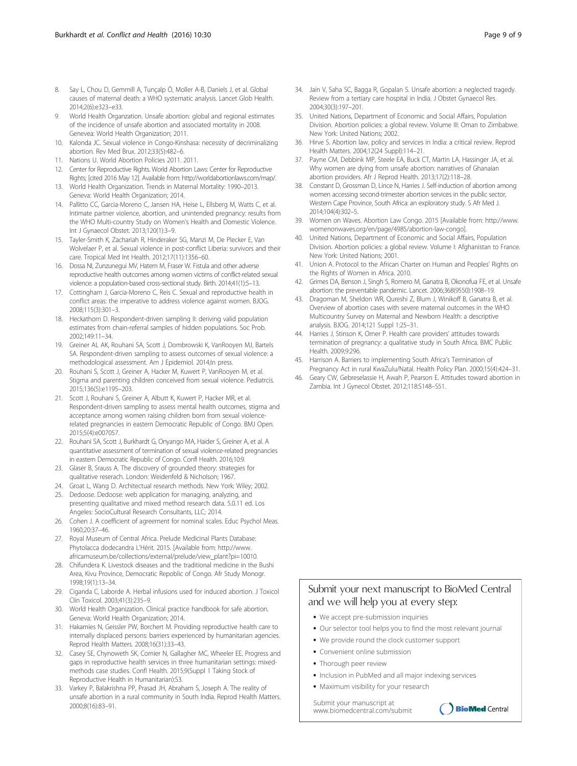8. Say L, Chou D, Gemmill A, Tunçalp Ö, Moller A-B, Daniels J, et al. Global causes of maternal death: a WHO systematic analysis. Lancet Glob Health. 2014;2(6):e323–e33.
9. World Health Organzation. Unsafe abortion: global and regional estimates of the incidence of unsafe abortion and associated mortality in 2008. Genevea: World Health Organization; 2011.
10. Kalonda JC. Sexual violence in Congo-Kinshasa: necessity of decriminalizing abortion. Rev Med Brux. 2012;33(5):482–6.
11. Nations U. World Abortion Policies 2011. 2011.
12. Center for Reproductive Rights. World Abortion Laws: Center for Reproductive Rights; [cited 2016 May 12]. Available from: http://worldabortionlaws.com/map/.
13. World Health Organization. Trends in Maternal Mortality: 1990–2013. Geneva: World Health Organization; 2014.
14. Pallitto CC, Garcia-Moreno C, Jansen HA, Heise L, Ellsberg M, Watts C, et al. Intimate partner violence, abortion, and unintended pregnancy: results from the WHO Multi-country Study on Women's Health and Domestic Violence. Int J Gynaecol Obstet. 2013;120(1):3–9.
15. Tayler-Smith K, Zachariah R, Hinderaker SG, Manzi M, De Plecker E, Van Wolvelaer P, et al. Sexual violence in post-conflict Liberia: survivors and their care. Tropical Med Int Health. 2012;17(11):1356–60.
16. Dossa NI, Zunzunegui MV, Hatem M, Fraser W. Fistula and other adverse reproductive health outcomes among women victims of conflict-related sexual violence: a population-based cross-sectional study. Birth. 2014;41(1):5–13.
17. Cottingham J, Garcia-Moreno C, Reis C. Sexual and reproductive health in conflict areas: the imperative to address violence against women. BJOG. 2008;115(3):301–3.
18. Heckathorn D. Respondent-driven sampling II: deriving valid population estimates from chain-referral samples of hidden populations. Soc Prob. 2002;149:11–34.
19. Greiner AL AK, Rouhani SA, Scott J, Dombrowski K, VanRooyen MJ, Bartels SA. Respondent-driven sampling to assess outcomes of sexual violence: a methodological assessment. Am J Epidemiol. 2014;In press.
20. Rouhani S, Scott J, Greiner A, Hacker M, Kuwert P, VanRooyen M, et al. Stigma and parenting children conceived from sexual violence. Pediatrcis. 2015;136(5):e1195–203.
21. Scott J, Rouhani S, Greiner A, Albutt K, Kuwert P, Hacker MR, et al. Respondent-driven sampling to assess mental health outcomes, stigma and acceptance among women raising children born from sexual violence-related pregnancies in eastern Democratic Republic of Congo. BMJ Open. 2015;5(4):e007057.
22. Rouhani SA, Scott J, Burkhardt G, Onyango MA, Haider S, Greiner A, et al. A quantitative assessment of termination of sexual violence-related pregnancies in eastern Democratic Republic of Congo. Confl Health. 2016;10:9.
23. Glaser B, Srauss A. The discovery of grounded theory: strategies for qualitative reserach. London: Weidenfeld & Nicholson; 1967.
24. Groat L, Wang D. Architectual research methods. New York: Wiley; 2002.
25. Dedoose. Dedoose: web application for managing, analyzing, and presenting qualitative and mixed method research data. 5.0.11 ed. Los Angeles: SocioCultural Research Consultants, LLC; 2014.
26. Cohen J. A coefficient of agreement for nominal scales. Educ Psychol Meas. 1960;20:37–46.
27. Royal Museum of Central Africa. Prelude Medicinal Plants Database: Phytolacca dodecandra L'Hérit. 2015. [Available from: http://www.africamuseum.be/collections/external/prelude/view_plant?pi=10010.
28. Chifundera K. Livestock diseases and the traditional medicine in the Bushi Area, Kivu Province, Democratic Repoblic of Congo. Afr Study Monogr. 1998;19(1):13–34.
29. Ciganda C, Laborde A. Herbal infusions used for induced abortion. J Toxicol Clin Toxicol. 2003;41(3):235–9.
30. World Health Organization. Clinical practice handbook for safe abortion. Geneva: World Health Organization; 2014.
31. Hakamies N, Geissler PW, Borchert M. Providing reproductive health care to internally displaced persons: barriers experienced by humanitarian agencies. Reprod Health Matters. 2008;16(31):33–43.
32. Casey SE, Chynoweth SK, Cornier N, Gallagher MC, Wheeler EE. Progress and gaps in reproductive health services in three humanitarian settings: mixed-methods case studies. Confl Health. 2015;9(Suppl 1 Taking Stock of Reproductive Health in Humanitarian):S3.
33. Varkey P, Balakrishna PP, Prasad JH, Abraham S, Joseph A. The reality of unsafe abortion in a rural community in South India. Reprod Health Matters. 2000;8(16):83–91.
34. Jain V, Saha SC, Bagga R, Gopalan S. Unsafe abortion: a neglected tragedy. Review from a tertiary care hospital in India. J Obstet Gynaecol Res. 2004;30(3):197–201.
35. United Nations, Department of Economic and Social Affairs, Population Division. Abortion policies: a global review. Volume III: Oman to Zimbabwe. New York: United Nations; 2002.
36. Hirve S. Abortion law, policy and services in India: a critical review. Reprod Health Matters. 2004;12(24 Suppl):114–21.
37. Payne CM, Debbink MP, Steele EA, Buck CT, Martin LA, Hassinger JA, et al. Why women are dying from unsafe abortion: narratives of Ghanaian abortion providers. Afr J Reprod Health. 2013;17(2):118–28.
38. Constant D, Grossman D, Lince N, Harries J. Self-induction of abortion among women accessing second-trimester abortion services in the public sector, Western Cape Province, South Africa: an exploratory study. S Afr Med J. 2014;104(4):302–5.
39. Women on Waves. Abortion Law Congo. 2015 [Available from: http://www.womenonwaves.org/en/page/4985/abortion-law-congo].
40. United Nations, Department of Economic and Social Affairs, Population Division. Abortion policies: a global review. Volume I: Afghanistan to France. New York: United Nations; 2001.
41. Union A. Protocol to the African Charter on Human and Peoples' Rights on the Rights of Women in Africa. 2010.
42. Grimes DA, Benson J, Singh S, Romero M, Ganatra B, Okonofua FE, et al. Unsafe abortion: the preventable pandemic. Lancet. 2006;368(9550):1908–19.
43. Dragoman M, Sheldon WR, Qureshi Z, Blum J, Winikoff B, Ganatra B, et al. Overview of abortion cases with severe maternal outcomes in the WHO Multicountry Survey on Maternal and Newborn Health: a descriptive analysis. BJOG. 2014;121 Suppl 1:25–31.
44. Harries J, Stinson K, Orner P. Health care providers' attitudes towards termination of pregnancy: a qualitative study in South Africa. BMC Public Health. 2009;9:296.
45. Harrison A. Barriers to implementing South Africa's Termination of Pregnancy Act in rural KwaZulu/Natal. Health Policy Plan. 2000;15(4):424–31.
46. Geary CW, Gebreselassie H, Awah P, Pearson E. Attitudes toward abortion in Zambia. Int J Gynecol Obstet. 2012;118:S148–S51.

Submit your next manuscript to BioMed Central and we will help you at every step:

- We accept pre-submission inquiries
- Our selector tool helps you to find the most relevant journal
- We provide round the clock customer support
- Convenient online submission
- Thorough peer review
- Inclusion in PubMed and all major indexing services
- Maximum visibility for your research

Submit your manuscript at www.biomedcentral.com/submit

BioMed Central